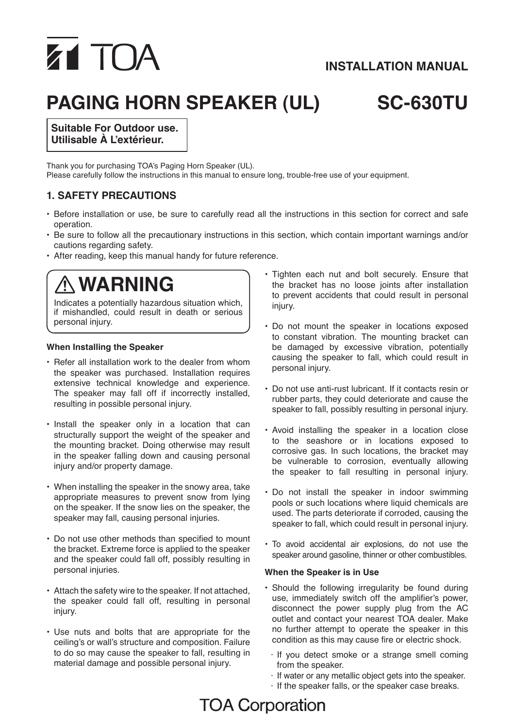TOA

**INSTALLATION MANUAL**

# PAGING HORN SPEAKER (UL) SC-630TU

**Suitable For Outdoor use.**
**Utilisable À L'extérieur.**

Thank you for purchasing TOA's Paging Horn Speaker (UL).
Please carefully follow the instructions in this manual to ensure long, trouble-free use of your equipment.

## 1. SAFETY PRECAUTIONS

- Before installation or use, be sure to carefully read all the instructions in this section for correct and safe operation.
- Be sure to follow all the precautionary instructions in this section, which contain important warnings and/or cautions regarding safety.
- After reading, keep this manual handy for future reference.

### ⚠ WARNING

Indicates a potentially hazardous situation which, if mishandled, could result in death or serious personal injury.

**When Installing the Speaker**

- Refer all installation work to the dealer from whom the speaker was purchased. Installation requires extensive technical knowledge and experience. The speaker may fall off if incorrectly installed, resulting in possible personal injury.
- Install the speaker only in a location that can structurally support the weight of the speaker and the mounting bracket. Doing otherwise may result in the speaker falling down and causing personal injury and/or property damage.
- When installing the speaker in the snowy area, take appropriate measures to prevent snow from lying on the speaker. If the snow lies on the speaker, the speaker may fall, causing personal injuries.
- Do not use other methods than specified to mount the bracket. Extreme force is applied to the speaker and the speaker could fall off, possibly resulting in personal injuries.
- Attach the safety wire to the speaker. If not attached, the speaker could fall off, resulting in personal injury.
- Use nuts and bolts that are appropriate for the ceiling's or wall's structure and composition. Failure to do so may cause the speaker to fall, resulting in material damage and possible personal injury.
- Tighten each nut and bolt securely. Ensure that the bracket has no loose joints after installation to prevent accidents that could result in personal injury.
- Do not mount the speaker in locations exposed to constant vibration. The mounting bracket can be damaged by excessive vibration, potentially causing the speaker to fall, which could result in personal injury.
- Do not use anti-rust lubricant. If it contacts resin or rubber parts, they could deteriorate and cause the speaker to fall, possibly resulting in personal injury.
- Avoid installing the speaker in a location close to the seashore or in locations exposed to corrosive gas. In such locations, the bracket may be vulnerable to corrosion, eventually allowing the speaker to fall resulting in personal injury.
- Do not install the speaker in indoor swimming pools or such locations where liquid chemicals are used. The parts deteriorate if corroded, causing the speaker to fall, which could result in personal injury.
- To avoid accidental air explosions, do not use the speaker around gasoline, thinner or other combustibles.

**When the Speaker is in Use**

- Should the following irregularity be found during use, immediately switch off the amplifier's power, disconnect the power supply plug from the AC outlet and contact your nearest TOA dealer. Make no further attempt to operate the speaker in this condition as this may cause fire or electric shock.
  - If you detect smoke or a strange smell coming from the speaker.
  - If water or any metallic object gets into the speaker.
  - If the speaker falls, or the speaker case breaks.

TOA Corporation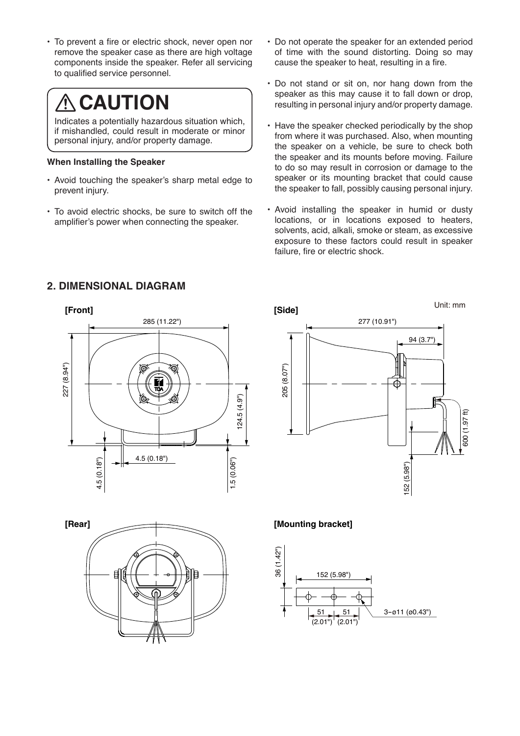- To prevent a fire or electric shock, never open nor remove the speaker case as there are high voltage components inside the speaker. Refer all servicing to qualified service personnel.

## ⚠ CAUTION

Indicates a potentially hazardous situation which, if mishandled, could result in moderate or minor personal injury, and/or property damage.

**When Installing the Speaker**

- Avoid touching the speaker's sharp metal edge to prevent injury.
- To avoid electric shocks, be sure to switch off the amplifier's power when connecting the speaker.
- Do not operate the speaker for an extended period of time with the sound distorting. Doing so may cause the speaker to heat, resulting in a fire.
- Do not stand or sit on, nor hang down from the speaker as this may cause it to fall down or drop, resulting in personal injury and/or property damage.
- Have the speaker checked periodically by the shop from where it was purchased. Also, when mounting the speaker on a vehicle, be sure to check both the speaker and its mounts before moving. Failure to do so may result in corrosion or damage to the speaker or its mounting bracket that could cause the speaker to fall, possibly causing personal injury.
- Avoid installing the speaker in humid or dusty locations, or in locations exposed to heaters, solvents, acid, alkali, smoke or steam, as excessive exposure to these factors could result in speaker failure, fire or electric shock.

## 2. DIMENSIONAL DIAGRAM

Unit: mm

**[Front]**

285 (11.22"), 227 (8.94"), 124.5 (4.9"), 4.5 (0.18"), 4.5 (0.18"), 1.5 (0.06")

**[Side]**

277 (10.91"), 94 (3.7"), 205 (8.07"), 600 (1.97 ft), 152 (5.98")

**[Rear]**

**[Mounting bracket]**

36 (1.42"), 152 (5.98"), 51 (2.01"), 51 (2.01"), 3−ø11 (ø0.43")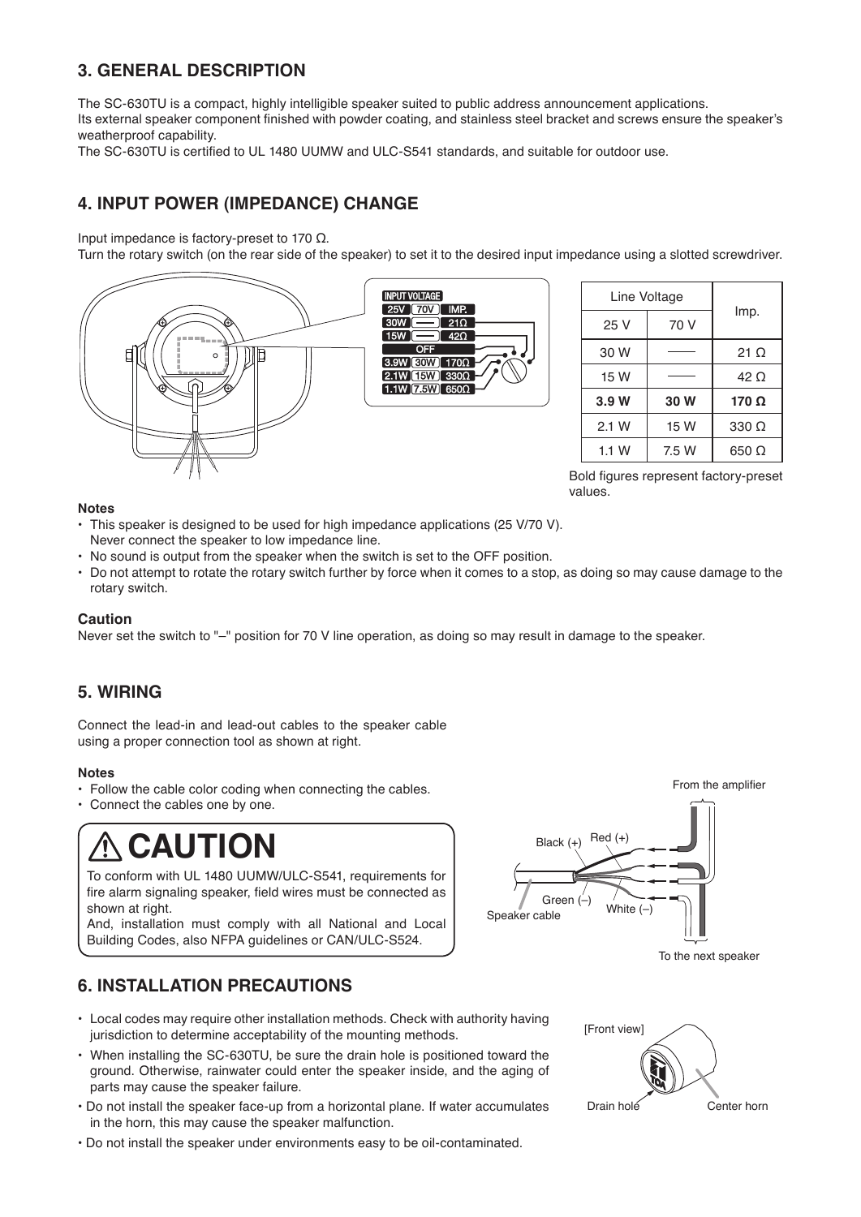## 3. GENERAL DESCRIPTION

The SC-630TU is a compact, highly intelligible speaker suited to public address announcement applications.
Its external speaker component finished with powder coating, and stainless steel bracket and screws ensure the speaker's weatherproof capability.
The SC-630TU is certified to UL 1480 UUMW and ULC-S541 standards, and suitable for outdoor use.

## 4. INPUT POWER (IMPEDANCE) CHANGE

Input impedance is factory-preset to 170 Ω.
Turn the rotary switch (on the rear side of the speaker) to set it to the desired input impedance using a slotted screwdriver.

| Line Voltage | | Imp. |
|---|---|---|
| 25 V | 70 V | |
| 30 W | —— | 21 Ω |
| 15 W | —— | 42 Ω |
| **3.9 W** | **30 W** | **170 Ω** |
| 2.1 W | 15 W | 330 Ω |
| 1.1 W | 7.5 W | 650 Ω |

Bold figures represent factory-preset values.

**Notes**

- This speaker is designed to be used for high impedance applications (25 V/70 V). Never connect the speaker to low impedance line.
- No sound is output from the speaker when the switch is set to the OFF position.
- Do not attempt to rotate the rotary switch further by force when it comes to a stop, as doing so may cause damage to the rotary switch.

**Caution**

Never set the switch to "–" position for 70 V line operation, as doing so may result in damage to the speaker.

## 5. WIRING

Connect the lead-in and lead-out cables to the speaker cable using a proper connection tool as shown at right.

**Notes**

- Follow the cable color coding when connecting the cables.
- Connect the cables one by one.

> **⚠ CAUTION**
>
> To conform with UL 1480 UUMW/ULC-S541, requirements for fire alarm signaling speaker, field wires must be connected as shown at right.
> And, installation must comply with all National and Local Building Codes, also NFPA guidelines or CAN/ULC-S524.

## 6. INSTALLATION PRECAUTIONS

- Local codes may require other installation methods. Check with authority having jurisdiction to determine acceptability of the mounting methods.
- When installing the SC-630TU, be sure the drain hole is positioned toward the ground. Otherwise, rainwater could enter the speaker inside, and the aging of parts may cause the speaker failure.
- Do not install the speaker face-up from a horizontal plane. If water accumulates in the horn, this may cause the speaker malfunction.
- Do not install the speaker under environments easy to be oil-contaminated.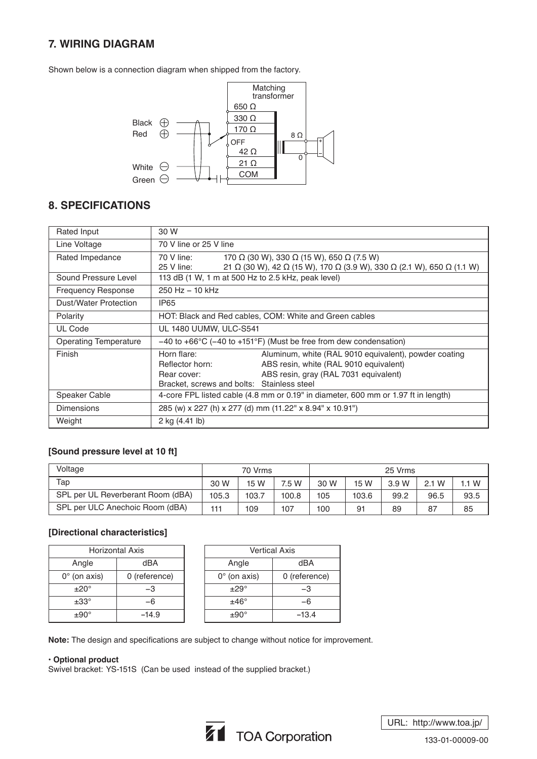## 7. WIRING DIAGRAM

Shown below is a connection diagram when shipped from the factory.

Matching transformer

650 Ω
330 Ω
170 Ω
OFF
42 Ω
21 Ω
COM
8 Ω
0
+
–

Black ⊕
Red ⊕
White ⊖
Green ⊖

## 8. SPECIFICATIONS

| | |
|---|---|
| Rated Input | 30 W |
| Line Voltage | 70 V line or 25 V line |
| Rated Impedance | 70 V line: 170 Ω (30 W), 330 Ω (15 W), 650 Ω (7.5 W)<br>25 V line: 21 Ω (30 W), 42 Ω (15 W), 170 Ω (3.9 W), 330 Ω (2.1 W), 650 Ω (1.1 W) |
| Sound Pressure Level | 113 dB (1 W, 1 m at 500 Hz to 2.5 kHz, peak level) |
| Frequency Response | 250 Hz – 10 kHz |
| Dust/Water Protection | IP65 |
| Polarity | HOT: Black and Red cables, COM: White and Green cables |
| UL Code | UL 1480 UUMW, ULC-S541 |
| Operating Temperature | −40 to +66°C (−40 to +151°F) (Must be free from dew condensation) |
| Finish | Horn flare: Aluminum, white (RAL 9010 equivalent), powder coating<br>Reflector horn: ABS resin, white (RAL 9010 equivalent)<br>Rear cover: ABS resin, gray (RAL 7031 equivalent)<br>Bracket, screws and bolts: Stainless steel |
| Speaker Cable | 4-core FPL listed cable (4.8 mm or 0.19" in diameter, 600 mm or 1.97 ft in length) |
| Dimensions | 285 (w) x 227 (h) x 277 (d) mm (11.22" x 8.94" x 10.91") |
| Weight | 2 kg (4.41 lb) |

### [Sound pressure level at 10 ft]

| Voltage | 70 Vrms | | | 25 Vrms | | | | |
|---|---|---|---|---|---|---|---|---|
| Tap | 30 W | 15 W | 7.5 W | 30 W | 15 W | 3.9 W | 2.1 W | 1.1 W |
| SPL per UL Reverberant Room (dBA) | 105.3 | 103.7 | 100.8 | 105 | 103.6 | 99.2 | 96.5 | 93.5 |
| SPL per ULC Anechoic Room (dBA) | 111 | 109 | 107 | 100 | 91 | 89 | 87 | 85 |

### [Directional characteristics]

| Horizontal Axis | |
|---|---|
| Angle | dBA |
| 0° (on axis) | 0 (reference) |
| ±20° | −3 |
| ±33° | −6 |
| ±90° | −14.9 |

| Vertical Axis | |
|---|---|
| Angle | dBA |
| 0° (on axis) | 0 (reference) |
| ±29° | −3 |
| ±46° | −6 |
| ±90° | −13.4 |

**Note:** The design and specifications are subject to change without notice for improvement.

• **Optional product**
Swivel bracket: YS-151S (Can be used instead of the supplied bracket.)

TOA Corporation

URL: http://www.toa.jp/

133-01-00009-00